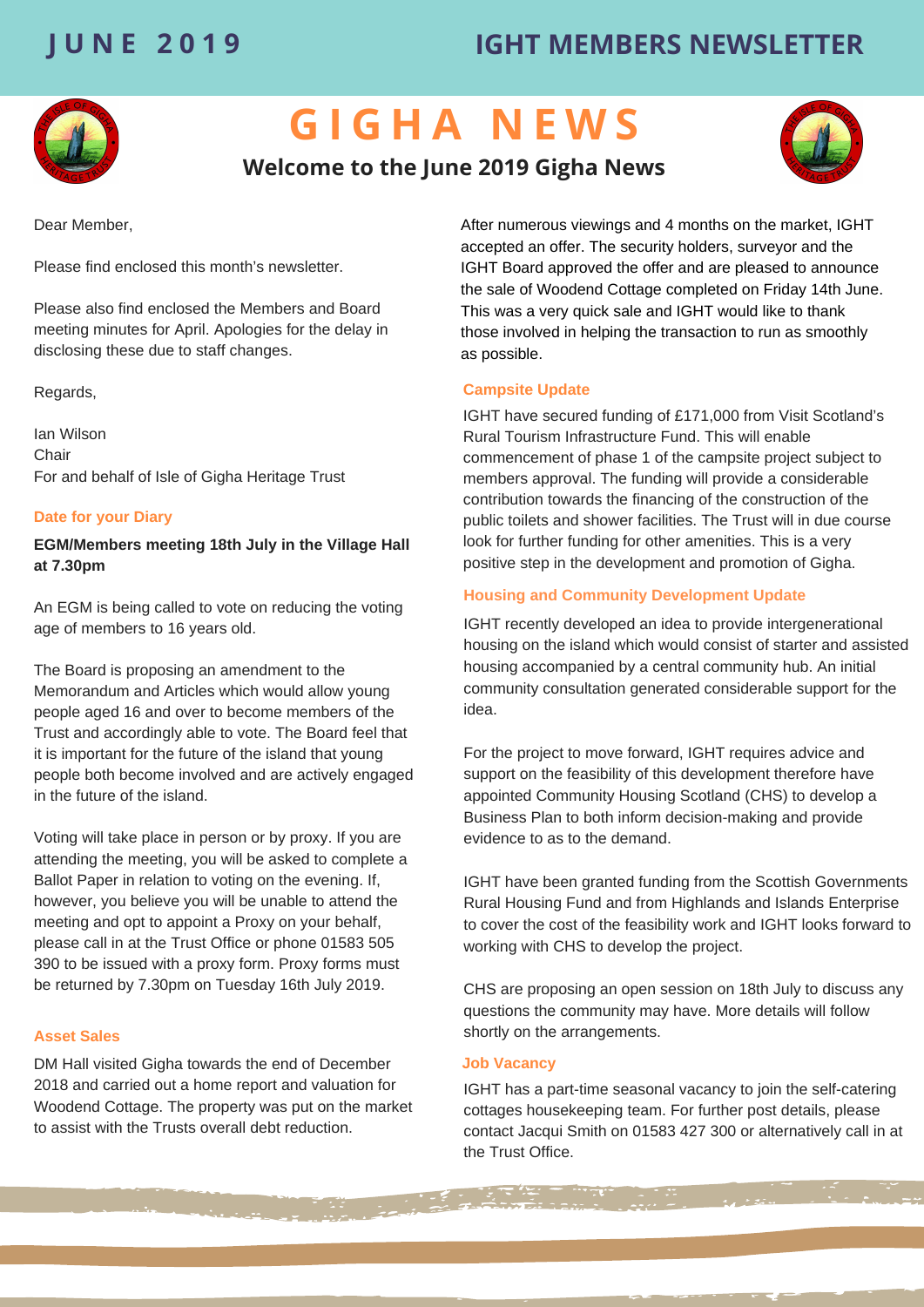JUNE 2019

IGHT MEMBERS NEWSLETTER

# GIGHA NEWS

## Welcome to the June 2019 Gigha News

Dear Member,

Please find enclosed this month's newsletter.

Please also find enclosed the Members and Board meeting minutes for April. Apologies for the delay in disclosing these due to staff changes.

Regards,

Ian Wilson
Chair
For and behalf of Isle of Gigha Heritage Trust

### Date for your Diary

**EGM/Members meeting 18th July in the Village Hall at 7.30pm**

An EGM is being called to vote on reducing the voting age of members to 16 years old.

The Board is proposing an amendment to the Memorandum and Articles which would allow young people aged 16 and over to become members of the Trust and accordingly able to vote. The Board feel that it is important for the future of the island that young people both become involved and are actively engaged in the future of the island.

Voting will take place in person or by proxy. If you are attending the meeting, you will be asked to complete a Ballot Paper in relation to voting on the evening. If, however, you believe you will be unable to attend the meeting and opt to appoint a Proxy on your behalf, please call in at the Trust Office or phone 01583 505 390 to be issued with a proxy form. Proxy forms must be returned by 7.30pm on Tuesday 16th July 2019.

### Asset Sales

DM Hall visited Gigha towards the end of December 2018 and carried out a home report and valuation for Woodend Cottage. The property was put on the market to assist with the Trusts overall debt reduction.

After numerous viewings and 4 months on the market, IGHT accepted an offer. The security holders, surveyor and the IGHT Board approved the offer and are pleased to announce the sale of Woodend Cottage completed on Friday 14th June. This was a very quick sale and IGHT would like to thank those involved in helping the transaction to run as smoothly as possible.

### Campsite Update

IGHT have secured funding of £171,000 from Visit Scotland's Rural Tourism Infrastructure Fund. This will enable commencement of phase 1 of the campsite project subject to members approval. The funding will provide a considerable contribution towards the financing of the construction of the public toilets and shower facilities. The Trust will in due course look for further funding for other amenities. This is a very positive step in the development and promotion of Gigha.

### Housing and Community Development Update

IGHT recently developed an idea to provide intergenerational housing on the island which would consist of starter and assisted housing accompanied by a central community hub. An initial community consultation generated considerable support for the idea.

For the project to move forward, IGHT requires advice and support on the feasibility of this development therefore have appointed Community Housing Scotland (CHS) to develop a Business Plan to both inform decision-making and provide evidence to as to the demand.

IGHT have been granted funding from the Scottish Governments Rural Housing Fund and from Highlands and Islands Enterprise to cover the cost of the feasibility work and IGHT looks forward to working with CHS to develop the project.

CHS are proposing an open session on 18th July to discuss any questions the community may have. More details will follow shortly on the arrangements.

### Job Vacancy

IGHT has a part-time seasonal vacancy to join the self-catering cottages housekeeping team. For further post details, please contact Jacqui Smith on 01583 427 300 or alternatively call in at the Trust Office.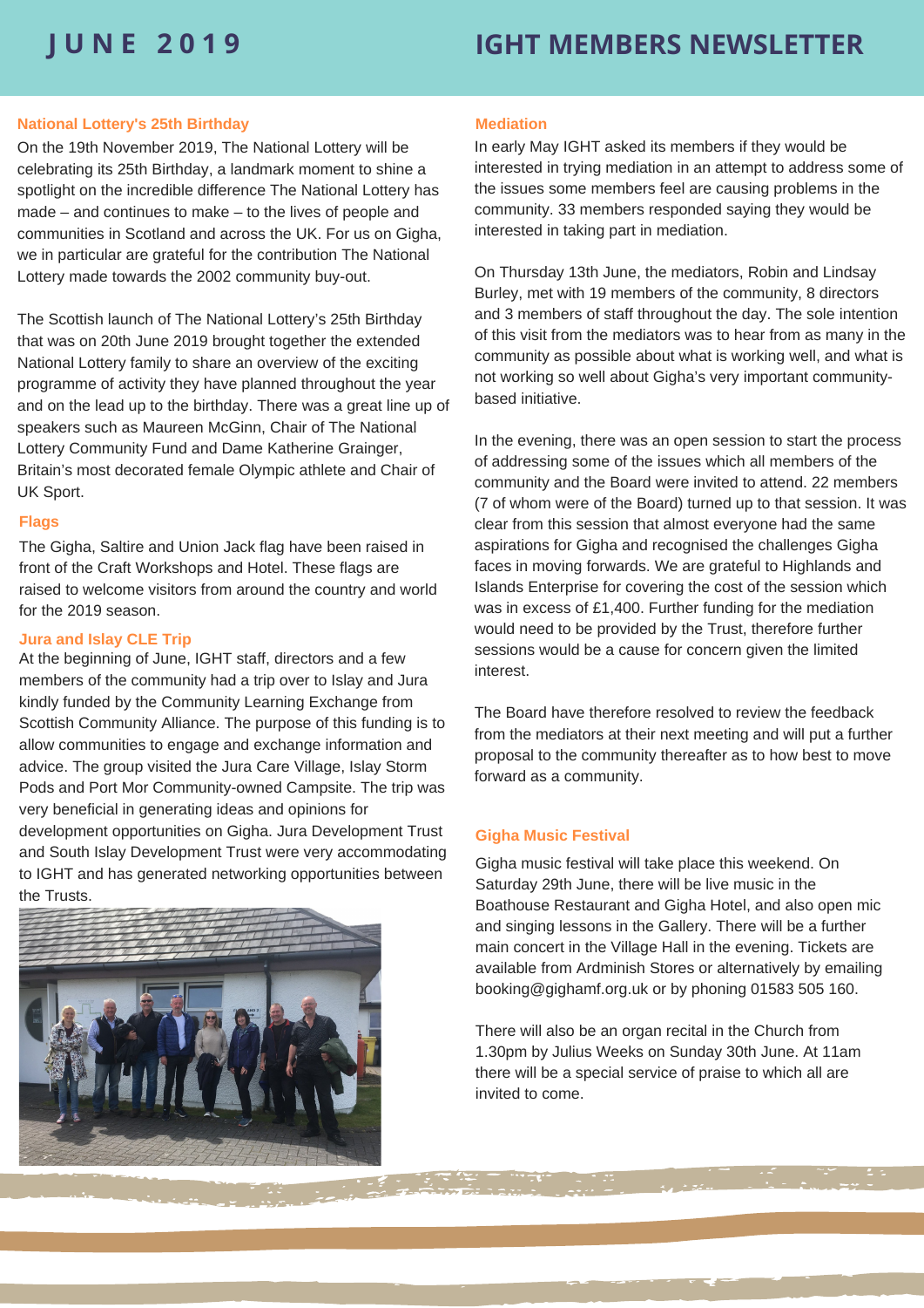# JUNE 2019

# IGHT MEMBERS NEWSLETTER

### National Lottery's 25th Birthday

On the 19th November 2019, The National Lottery will be celebrating its 25th Birthday, a landmark moment to shine a spotlight on the incredible difference The National Lottery has made – and continues to make – to the lives of people and communities in Scotland and across the UK. For us on Gigha, we in particular are grateful for the contribution The National Lottery made towards the 2002 community buy-out.

The Scottish launch of The National Lottery's 25th Birthday that was on 20th June 2019 brought together the extended National Lottery family to share an overview of the exciting programme of activity they have planned throughout the year and on the lead up to the birthday. There was a great line up of speakers such as Maureen McGinn, Chair of The National Lottery Community Fund and Dame Katherine Grainger, Britain's most decorated female Olympic athlete and Chair of UK Sport.

### Flags

The Gigha, Saltire and Union Jack flag have been raised in front of the Craft Workshops and Hotel. These flags are raised to welcome visitors from around the country and world for the 2019 season.

### Jura and Islay CLE Trip

At the beginning of June, IGHT staff, directors and a few members of the community had a trip over to Islay and Jura kindly funded by the Community Learning Exchange from Scottish Community Alliance. The purpose of this funding is to allow communities to engage and exchange information and advice. The group visited the Jura Care Village, Islay Storm Pods and Port Mor Community-owned Campsite. The trip was very beneficial in generating ideas and opinions for development opportunities on Gigha. Jura Development Trust and South Islay Development Trust were very accommodating to IGHT and has generated networking opportunities between the Trusts.

### Mediation

In early May IGHT asked its members if they would be interested in trying mediation in an attempt to address some of the issues some members feel are causing problems in the community. 33 members responded saying they would be interested in taking part in mediation.

On Thursday 13th June, the mediators, Robin and Lindsay Burley, met with 19 members of the community, 8 directors and 3 members of staff throughout the day. The sole intention of this visit from the mediators was to hear from as many in the community as possible about what is working well, and what is not working so well about Gigha's very important community-based initiative.

In the evening, there was an open session to start the process of addressing some of the issues which all members of the community and the Board were invited to attend. 22 members (7 of whom were of the Board) turned up to that session. It was clear from this session that almost everyone had the same aspirations for Gigha and recognised the challenges Gigha faces in moving forwards. We are grateful to Highlands and Islands Enterprise for covering the cost of the session which was in excess of £1,400. Further funding for the mediation would need to be provided by the Trust, therefore further sessions would be a cause for concern given the limited interest.

The Board have therefore resolved to review the feedback from the mediators at their next meeting and will put a further proposal to the community thereafter as to how best to move forward as a community.

### Gigha Music Festival

Gigha music festival will take place this weekend. On Saturday 29th June, there will be live music in the Boathouse Restaurant and Gigha Hotel, and also open mic and singing lessons in the Gallery. There will be a further main concert in the Village Hall in the evening. Tickets are available from Ardminish Stores or alternatively by emailing booking@gighamf.org.uk or by phoning 01583 505 160.

There will also be an organ recital in the Church from 1.30pm by Julius Weeks on Sunday 30th June. At 11am there will be a special service of praise to which all are invited to come.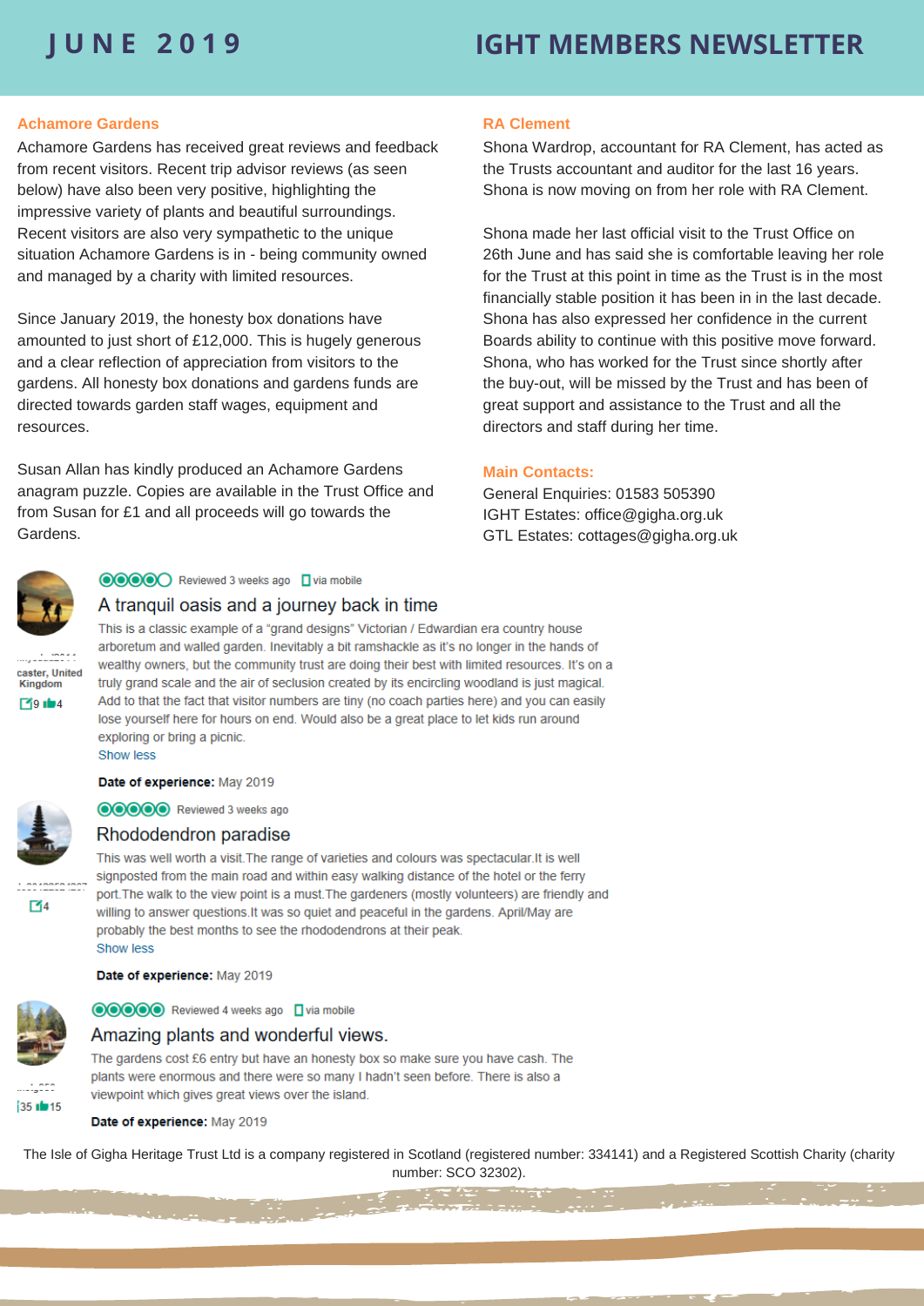# JUNE 2019

# IGHT MEMBERS NEWSLETTER

## Achamore Gardens

Achamore Gardens has received great reviews and feedback from recent visitors. Recent trip advisor reviews (as seen below) have also been very positive, highlighting the impressive variety of plants and beautiful surroundings. Recent visitors are also very sympathetic to the unique situation Achamore Gardens is in - being community owned and managed by a charity with limited resources.

Since January 2019, the honesty box donations have amounted to just short of £12,000. This is hugely generous and a clear reflection of appreciation from visitors to the gardens. All honesty box donations and gardens funds are directed towards garden staff wages, equipment and resources.

Susan Allan has kindly produced an Achamore Gardens anagram puzzle. Copies are available in the Trust Office and from Susan for £1 and all proceeds will go towards the Gardens.

## RA Clement

Shona Wardrop, accountant for RA Clement, has acted as the Trusts accountant and auditor for the last 16 years. Shona is now moving on from her role with RA Clement.

Shona made her last official visit to the Trust Office on 26th June and has said she is comfortable leaving her role for the Trust at this point in time as the Trust is in the most financially stable position it has been in in the last decade. Shona has also expressed her confidence in the current Boards ability to continue with this positive move forward. Shona, who has worked for the Trust since shortly after the buy-out, will be missed by the Trust and has been of great support and assistance to the Trust and all the directors and staff during her time.

## Main Contacts:

General Enquiries: 01583 505390
IGHT Estates: office@gigha.org.uk
GTL Estates: cottages@gigha.org.uk

---

caster, United Kingdom
9 4

Reviewed 3 weeks ago via mobile

### A tranquil oasis and a journey back in time

This is a classic example of a "grand designs" Victorian / Edwardian era country house arboretum and walled garden. Inevitably a bit ramshackle as it's no longer in the hands of wealthy owners, but the community trust are doing their best with limited resources. It's on a truly grand scale and the air of seclusion created by its encircling woodland is just magical. Add to that the fact that visitor numbers are tiny (no coach parties here) and you can easily lose yourself here for hours on end. Would also be a great place to let kids run around exploring or bring a picnic.

Show less

**Date of experience:** May 2019

4

Reviewed 3 weeks ago

### Rhododendron paradise

This was well worth a visit.The range of varieties and colours was spectacular.It is well signposted from the main road and within easy walking distance of the hotel or the ferry port.The walk to the view point is a must.The gardeners (mostly volunteers) are friendly and willing to answer questions.It was so quiet and peaceful in the gardens. April/May are probably the best months to see the rhododendrons at their peak.

Show less

**Date of experience:** May 2019

35 15

Reviewed 4 weeks ago via mobile

### Amazing plants and wonderful views.

The gardens cost £6 entry but have an honesty box so make sure you have cash. The plants were enormous and there were so many I hadn't seen before. There is also a viewpoint which gives great views over the island.

**Date of experience:** May 2019

The Isle of Gigha Heritage Trust Ltd is a company registered in Scotland (registered number: 334141) and a Registered Scottish Charity (charity number: SCO 32302).